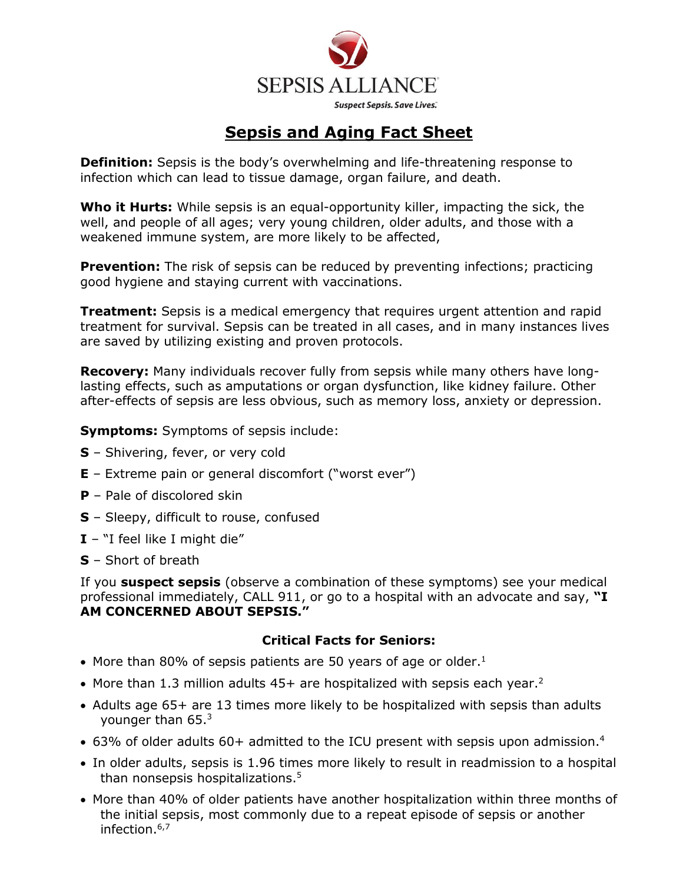SEPSIS ALLIANCE

*Suspect Sepsis. Save Lives.*

# Sepsis and Aging Fact Sheet

**Definition:** Sepsis is the body's overwhelming and life-threatening response to infection which can lead to tissue damage, organ failure, and death.

**Who it Hurts:** While sepsis is an equal-opportunity killer, impacting the sick, the well, and people of all ages; very young children, older adults, and those with a weakened immune system, are more likely to be affected,

**Prevention:** The risk of sepsis can be reduced by preventing infections; practicing good hygiene and staying current with vaccinations.

**Treatment:** Sepsis is a medical emergency that requires urgent attention and rapid treatment for survival. Sepsis can be treated in all cases, and in many instances lives are saved by utilizing existing and proven protocols.

**Recovery:** Many individuals recover fully from sepsis while many others have long-lasting effects, such as amputations or organ dysfunction, like kidney failure. Other after-effects of sepsis are less obvious, such as memory loss, anxiety or depression.

**Symptoms:** Symptoms of sepsis include:

**S** – Shivering, fever, or very cold

**E** – Extreme pain or general discomfort ("worst ever")

**P** – Pale of discolored skin

**S** – Sleepy, difficult to rouse, confused

**I** – "I feel like I might die"

**S** – Short of breath

If you **suspect sepsis** (observe a combination of these symptoms) see your medical professional immediately, CALL 911, or go to a hospital with an advocate and say, **"I AM CONCERNED ABOUT SEPSIS."**

### Critical Facts for Seniors:

- More than 80% of sepsis patients are 50 years of age or older.[1]
- More than 1.3 million adults 45+ are hospitalized with sepsis each year.[2]
- Adults age 65+ are 13 times more likely to be hospitalized with sepsis than adults younger than 65.[3]
- 63% of older adults 60+ admitted to the ICU present with sepsis upon admission.[4]
- In older adults, sepsis is 1.96 times more likely to result in readmission to a hospital than nonsepsis hospitalizations.[5]
- More than 40% of older patients have another hospitalization within three months of the initial sepsis, most commonly due to a repeat episode of sepsis or another infection.[6,7]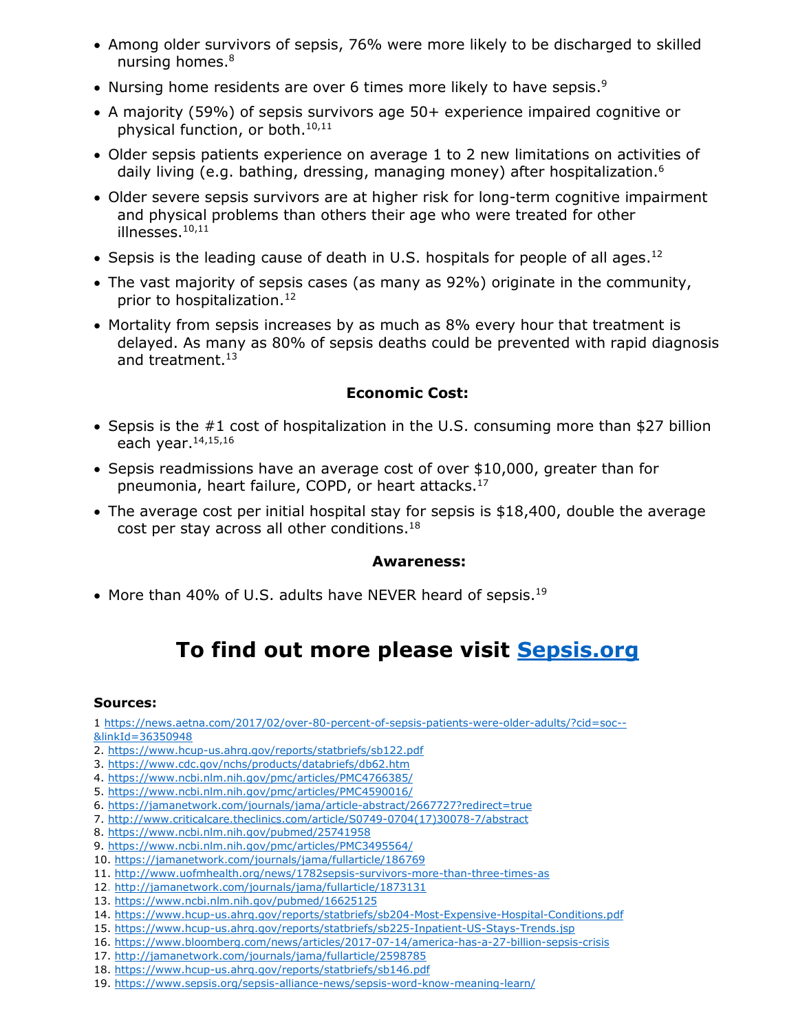- Among older survivors of sepsis, 76% were more likely to be discharged to skilled nursing homes.[8]
- Nursing home residents are over 6 times more likely to have sepsis.[9]
- A majority (59%) of sepsis survivors age 50+ experience impaired cognitive or physical function, or both.[10,11]
- Older sepsis patients experience on average 1 to 2 new limitations on activities of daily living (e.g. bathing, dressing, managing money) after hospitalization.[6]
- Older severe sepsis survivors are at higher risk for long-term cognitive impairment and physical problems than others their age who were treated for other illnesses.[10,11]
- Sepsis is the leading cause of death in U.S. hospitals for people of all ages.[12]
- The vast majority of sepsis cases (as many as 92%) originate in the community, prior to hospitalization.[12]
- Mortality from sepsis increases by as much as 8% every hour that treatment is delayed. As many as 80% of sepsis deaths could be prevented with rapid diagnosis and treatment.[13]

**Economic Cost:**

- Sepsis is the #1 cost of hospitalization in the U.S. consuming more than $27 billion each year.[14,15,16]
- Sepsis readmissions have an average cost of over $10,000, greater than for pneumonia, heart failure, COPD, or heart attacks.[17]
- The average cost per initial hospital stay for sepsis is $18,400, double the average cost per stay across all other conditions.[18]

**Awareness:**

- More than 40% of U.S. adults have NEVER heard of sepsis.[19]

## To find out more please visit [Sepsis.org](https://www.sepsis.org)

**Sources:**

1 https://news.aetna.com/2017/02/over-80-percent-of-sepsis-patients-were-older-adults/?cid=soc--&linkId=36350948
2. https://www.hcup-us.ahrq.gov/reports/statbriefs/sb122.pdf
3. https://www.cdc.gov/nchs/products/databriefs/db62.htm
4. https://www.ncbi.nlm.nih.gov/pmc/articles/PMC4766385/
5. https://www.ncbi.nlm.nih.gov/pmc/articles/PMC4590016/
6. https://jamanetwork.com/journals/jama/article-abstract/2667727?redirect=true
7. http://www.criticalcare.theclinics.com/article/S0749-0704(17)30078-7/abstract
8. https://www.ncbi.nlm.nih.gov/pubmed/25741958
9. https://www.ncbi.nlm.nih.gov/pmc/articles/PMC3495564/
10. https://jamanetwork.com/journals/jama/fullarticle/186769
11. http://www.uofmhealth.org/news/1782sepsis-survivors-more-than-three-times-as
12. http://jamanetwork.com/journals/jama/fullarticle/1873131
13. https://www.ncbi.nlm.nih.gov/pubmed/16625125
14. https://www.hcup-us.ahrq.gov/reports/statbriefs/sb204-Most-Expensive-Hospital-Conditions.pdf
15. https://www.hcup-us.ahrq.gov/reports/statbriefs/sb225-Inpatient-US-Stays-Trends.jsp
16. https://www.bloomberg.com/news/articles/2017-07-14/america-has-a-27-billion-sepsis-crisis
17. http://jamanetwork.com/journals/jama/fullarticle/2598785
18. https://www.hcup-us.ahrq.gov/reports/statbriefs/sb146.pdf
19. https://www.sepsis.org/sepsis-alliance-news/sepsis-word-know-meaning-learn/